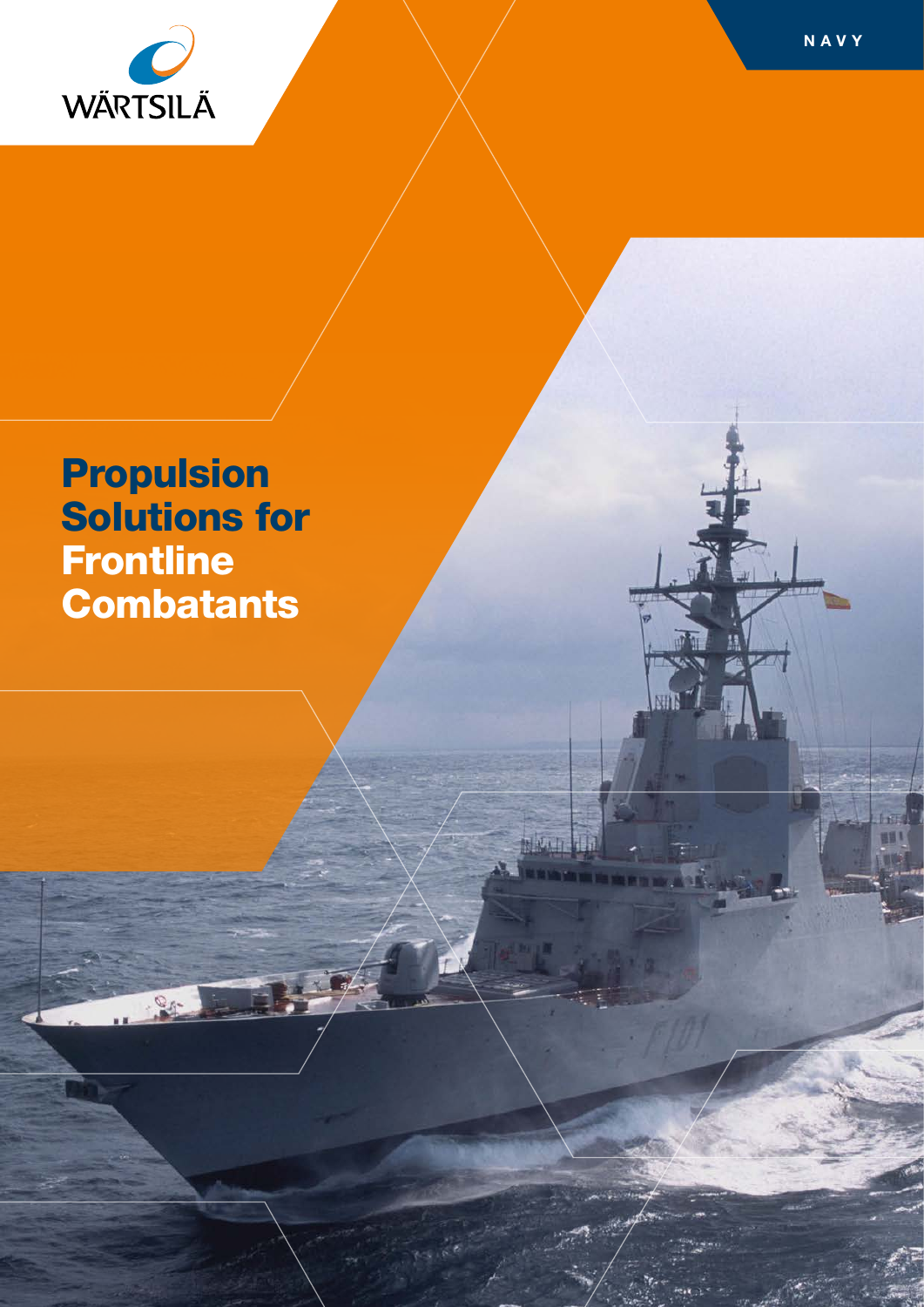WÄRTSILÄ

NAVY

# Propulsion Solutions for Frontline Combatants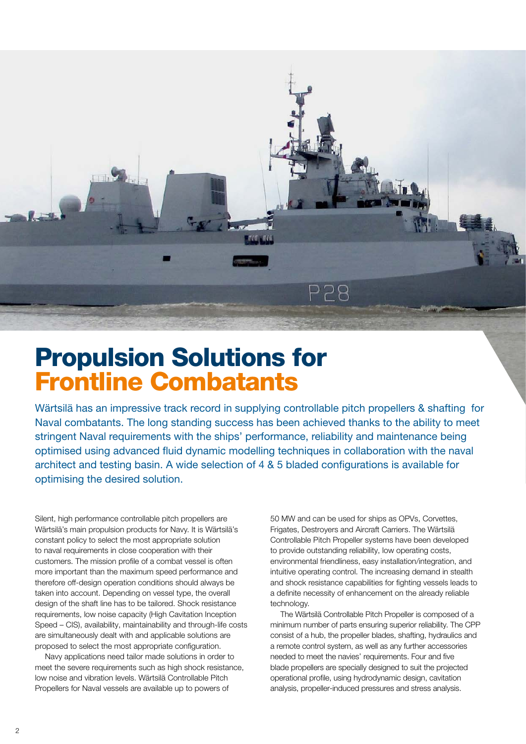# Propulsion Solutions for Frontline Combatants

Wärtsilä has an impressive track record in supplying controllable pitch propellers & shafting for Naval combatants. The long standing success has been achieved thanks to the ability to meet stringent Naval requirements with the ships' performance, reliability and maintenance being optimised using advanced fluid dynamic modelling techniques in collaboration with the naval architect and testing basin. A wide selection of 4 & 5 bladed configurations is available for optimising the desired solution.

Silent, high performance controllable pitch propellers are Wärtsilä's main propulsion products for Navy. It is Wärtsilä's constant policy to select the most appropriate solution to naval requirements in close cooperation with their customers. The mission profile of a combat vessel is often more important than the maximum speed performance and therefore off-design operation conditions should always be taken into account. Depending on vessel type, the overall design of the shaft line has to be tailored. Shock resistance requirements, low noise capacity (High Cavitation Inception Speed – CIS), availability, maintainability and through-life costs are simultaneously dealt with and applicable solutions are proposed to select the most appropriate configuration.

Navy applications need tailor made solutions in order to meet the severe requirements such as high shock resistance, low noise and vibration levels. Wärtsilä Controllable Pitch Propellers for Naval vessels are available up to powers of 50 MW and can be used for ships as OPVs, Corvettes, Frigates, Destroyers and Aircraft Carriers. The Wärtsilä Controllable Pitch Propeller systems have been developed to provide outstanding reliability, low operating costs, environmental friendliness, easy installation/integration, and intuitive operating control. The increasing demand in stealth and shock resistance capabilities for fighting vessels leads to a definite necessity of enhancement on the already reliable technology.

The Wärtsilä Controllable Pitch Propeller is composed of a minimum number of parts ensuring superior reliability. The CPP consist of a hub, the propeller blades, shafting, hydraulics and a remote control system, as well as any further accessories needed to meet the navies' requirements. Four and five blade propellers are specially designed to suit the projected operational profile, using hydrodynamic design, cavitation analysis, propeller-induced pressures and stress analysis.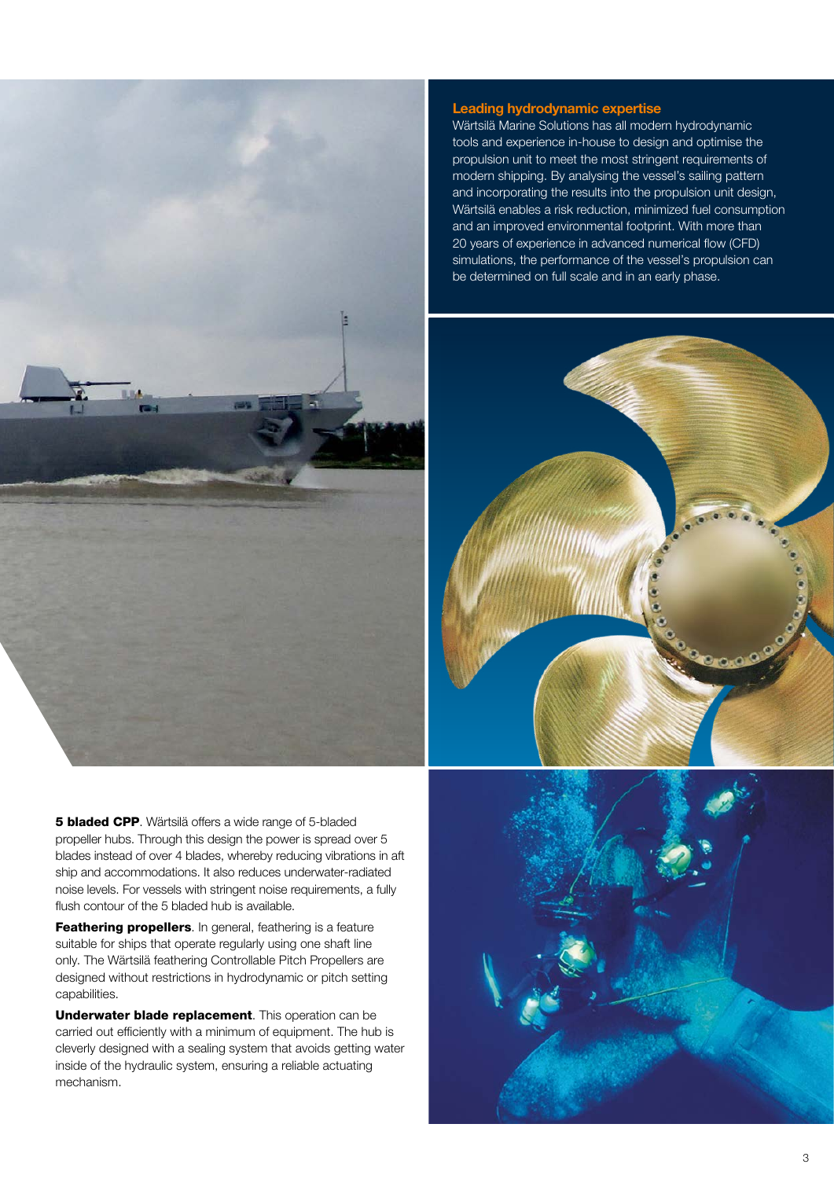## Leading hydrodynamic expertise

Wärtsilä Marine Solutions has all modern hydrodynamic tools and experience in-house to design and optimise the propulsion unit to meet the most stringent requirements of modern shipping. By analysing the vessel's sailing pattern and incorporating the results into the propulsion unit design, Wärtsilä enables a risk reduction, minimized fuel consumption and an improved environmental footprint. With more than 20 years of experience in advanced numerical flow (CFD) simulations, the performance of the vessel's propulsion can be determined on full scale and in an early phase.

**5 bladed CPP**. Wärtsilä offers a wide range of 5-bladed propeller hubs. Through this design the power is spread over 5 blades instead of over 4 blades, whereby reducing vibrations in aft ship and accommodations. It also reduces underwater-radiated noise levels. For vessels with stringent noise requirements, a fully flush contour of the 5 bladed hub is available.

**Feathering propellers**. In general, feathering is a feature suitable for ships that operate regularly using one shaft line only. The Wärtsilä feathering Controllable Pitch Propellers are designed without restrictions in hydrodynamic or pitch setting capabilities.

**Underwater blade replacement**. This operation can be carried out efficiently with a minimum of equipment. The hub is cleverly designed with a sealing system that avoids getting water inside of the hydraulic system, ensuring a reliable actuating mechanism.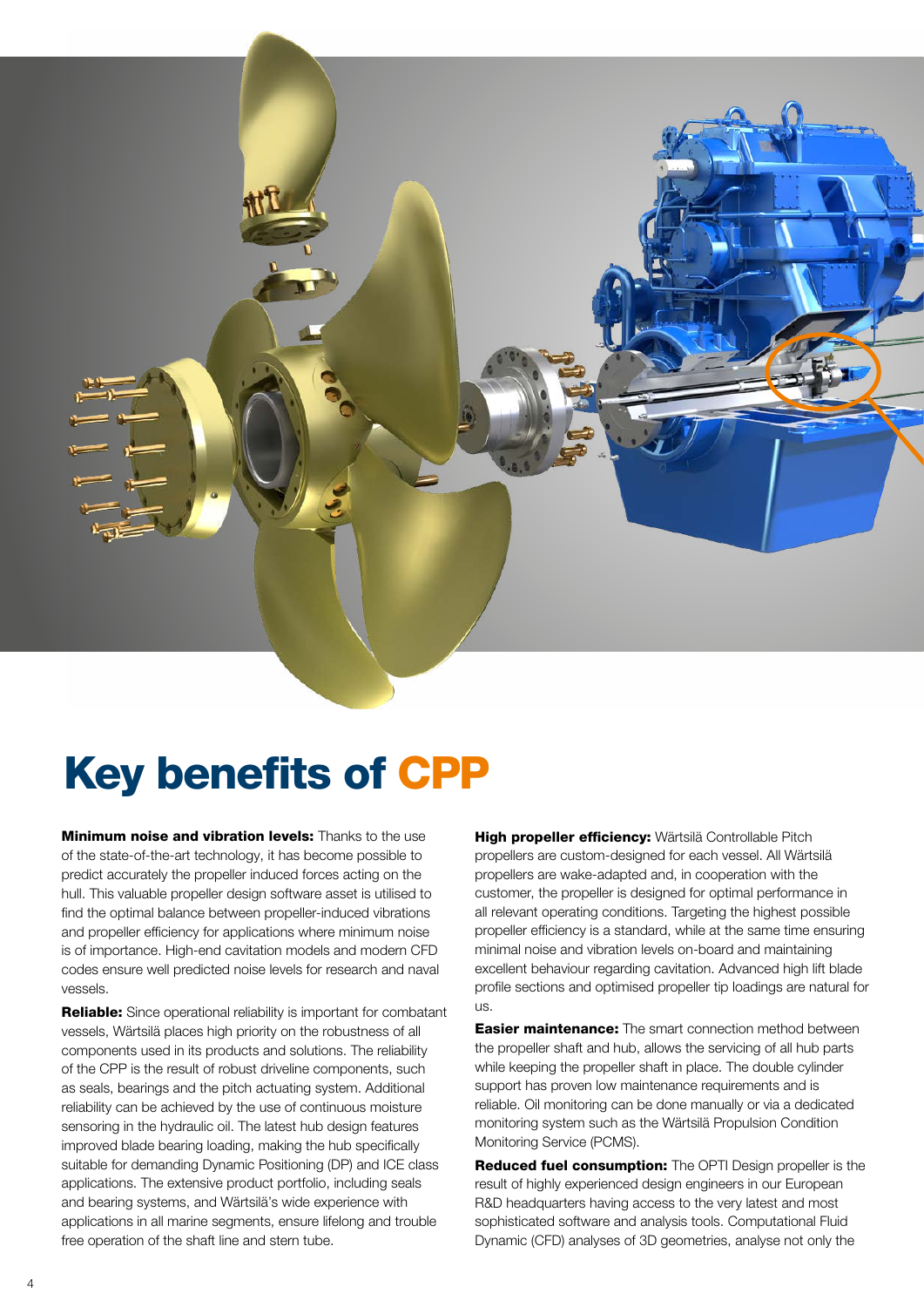# Key benefits of CPP

**Minimum noise and vibration levels:** Thanks to the use of the state-of-the-art technology, it has become possible to predict accurately the propeller induced forces acting on the hull. This valuable propeller design software asset is utilised to find the optimal balance between propeller-induced vibrations and propeller efficiency for applications where minimum noise is of importance. High-end cavitation models and modern CFD codes ensure well predicted noise levels for research and naval vessels.

**Reliable:** Since operational reliability is important for combatant vessels, Wärtsilä places high priority on the robustness of all components used in its products and solutions. The reliability of the CPP is the result of robust driveline components, such as seals, bearings and the pitch actuating system. Additional reliability can be achieved by the use of continuous moisture sensoring in the hydraulic oil. The latest hub design features improved blade bearing loading, making the hub specifically suitable for demanding Dynamic Positioning (DP) and ICE class applications. The extensive product portfolio, including seals and bearing systems, and Wärtsilä's wide experience with applications in all marine segments, ensure lifelong and trouble free operation of the shaft line and stern tube.

**High propeller efficiency:** Wärtsilä Controllable Pitch propellers are custom-designed for each vessel. All Wärtsilä propellers are wake-adapted and, in cooperation with the customer, the propeller is designed for optimal performance in all relevant operating conditions. Targeting the highest possible propeller efficiency is a standard, while at the same time ensuring minimal noise and vibration levels on-board and maintaining excellent behaviour regarding cavitation. Advanced high lift blade profile sections and optimised propeller tip loadings are natural for us.

**Easier maintenance:** The smart connection method between the propeller shaft and hub, allows the servicing of all hub parts while keeping the propeller shaft in place. The double cylinder support has proven low maintenance requirements and is reliable. Oil monitoring can be done manually or via a dedicated monitoring system such as the Wärtsilä Propulsion Condition Monitoring Service (PCMS).

**Reduced fuel consumption:** The OPTI Design propeller is the result of highly experienced design engineers in our European R&D headquarters having access to the very latest and most sophisticated software and analysis tools. Computational Fluid Dynamic (CFD) analyses of 3D geometries, analyse not only the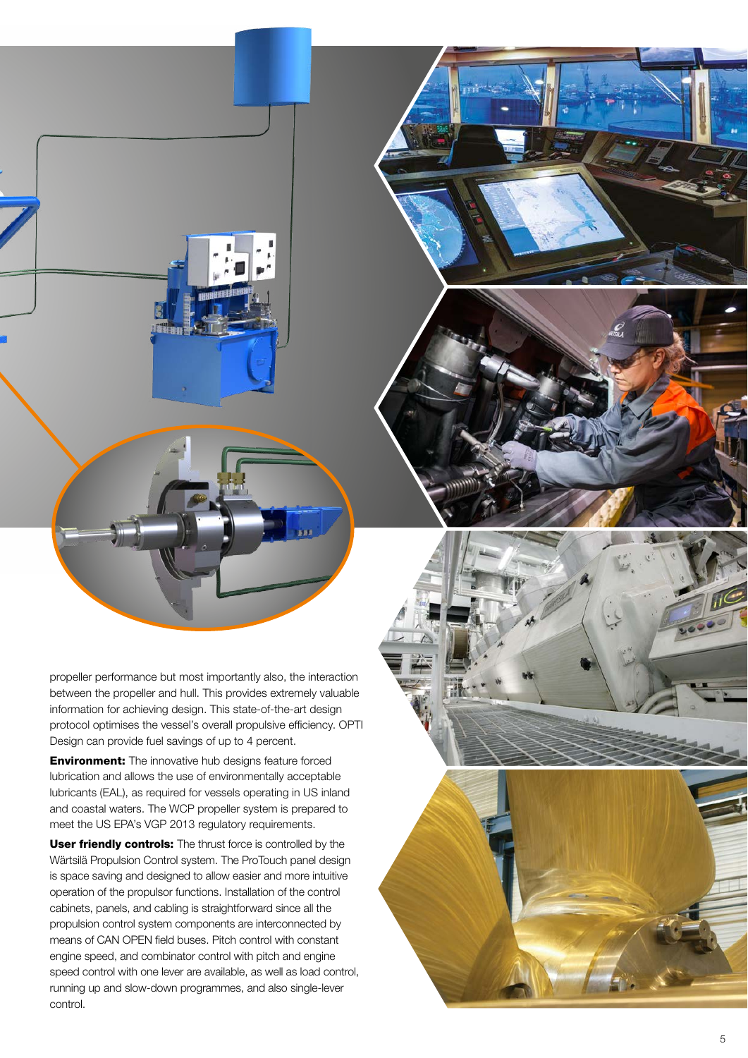propeller performance but most importantly also, the interaction between the propeller and hull. This provides extremely valuable information for achieving design. This state-of-the-art design protocol optimises the vessel's overall propulsive efficiency. OPTI Design can provide fuel savings of up to 4 percent.

**Environment:** The innovative hub designs feature forced lubrication and allows the use of environmentally acceptable lubricants (EAL), as required for vessels operating in US inland and coastal waters. The WCP propeller system is prepared to meet the US EPA's VGP 2013 regulatory requirements.

**User friendly controls:** The thrust force is controlled by the Wärtsilä Propulsion Control system. The ProTouch panel design is space saving and designed to allow easier and more intuitive operation of the propulsor functions. Installation of the control cabinets, panels, and cabling is straightforward since all the propulsion control system components are interconnected by means of CAN OPEN field buses. Pitch control with constant engine speed, and combinator control with pitch and engine speed control with one lever are available, as well as load control, running up and slow-down programmes, and also single-lever control.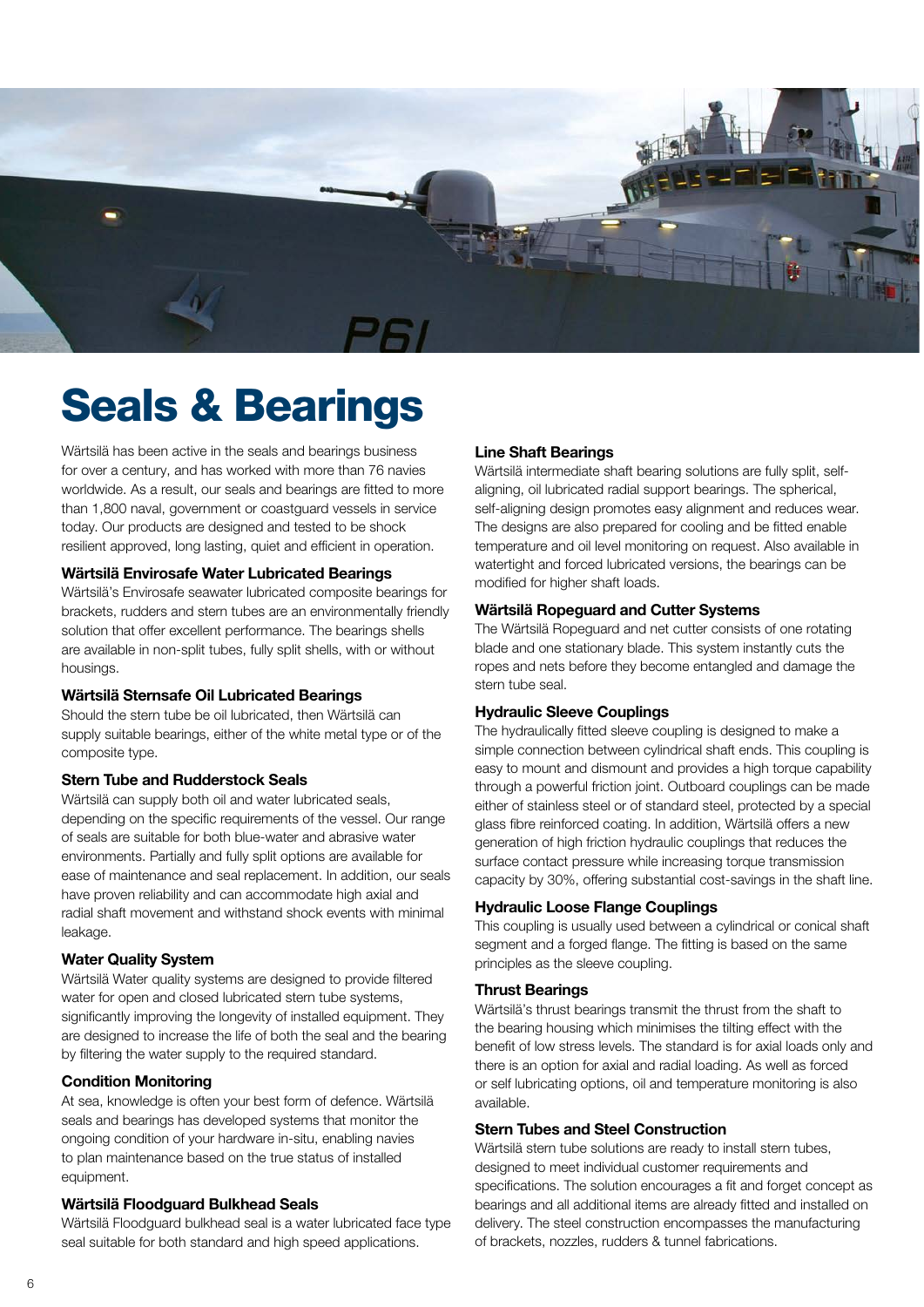# Seals & Bearings

Wärtsilä has been active in the seals and bearings business for over a century, and has worked with more than 76 navies worldwide. As a result, our seals and bearings are fitted to more than 1,800 naval, government or coastguard vessels in service today. Our products are designed and tested to be shock resilient approved, long lasting, quiet and efficient in operation.

### Wärtsilä Envirosafe Water Lubricated Bearings

Wärtsilä's Envirosafe seawater lubricated composite bearings for brackets, rudders and stern tubes are an environmentally friendly solution that offer excellent performance. The bearings shells are available in non-split tubes, fully split shells, with or without housings.

### Wärtsilä Sternsafe Oil Lubricated Bearings

Should the stern tube be oil lubricated, then Wärtsilä can supply suitable bearings, either of the white metal type or of the composite type.

### Stern Tube and Rudderstock Seals

Wärtsilä can supply both oil and water lubricated seals, depending on the specific requirements of the vessel. Our range of seals are suitable for both blue-water and abrasive water environments. Partially and fully split options are available for ease of maintenance and seal replacement. In addition, our seals have proven reliability and can accommodate high axial and radial shaft movement and withstand shock events with minimal leakage.

### Water Quality System

Wärtsilä Water quality systems are designed to provide filtered water for open and closed lubricated stern tube systems, significantly improving the longevity of installed equipment. They are designed to increase the life of both the seal and the bearing by filtering the water supply to the required standard.

### Condition Monitoring

At sea, knowledge is often your best form of defence. Wärtsilä seals and bearings has developed systems that monitor the ongoing condition of your hardware in-situ, enabling navies to plan maintenance based on the true status of installed equipment.

### Wärtsilä Floodguard Bulkhead Seals

Wärtsilä Floodguard bulkhead seal is a water lubricated face type seal suitable for both standard and high speed applications.

### Line Shaft Bearings

Wärtsilä intermediate shaft bearing solutions are fully split, self-aligning, oil lubricated radial support bearings. The spherical, self-aligning design promotes easy alignment and reduces wear. The designs are also prepared for cooling and be fitted enable temperature and oil level monitoring on request. Also available in watertight and forced lubricated versions, the bearings can be modified for higher shaft loads.

### Wärtsilä Ropeguard and Cutter Systems

The Wärtsilä Ropeguard and net cutter consists of one rotating blade and one stationary blade. This system instantly cuts the ropes and nets before they become entangled and damage the stern tube seal.

### Hydraulic Sleeve Couplings

The hydraulically fitted sleeve coupling is designed to make a simple connection between cylindrical shaft ends. This coupling is easy to mount and dismount and provides a high torque capability through a powerful friction joint. Outboard couplings can be made either of stainless steel or of standard steel, protected by a special glass fibre reinforced coating. In addition, Wärtsilä offers a new generation of high friction hydraulic couplings that reduces the surface contact pressure while increasing torque transmission capacity by 30%, offering substantial cost-savings in the shaft line.

### Hydraulic Loose Flange Couplings

This coupling is usually used between a cylindrical or conical shaft segment and a forged flange. The fitting is based on the same principles as the sleeve coupling.

### Thrust Bearings

Wärtsilä's thrust bearings transmit the thrust from the shaft to the bearing housing which minimises the tilting effect with the benefit of low stress levels. The standard is for axial loads only and there is an option for axial and radial loading. As well as forced or self lubricating options, oil and temperature monitoring is also available.

### Stern Tubes and Steel Construction

Wärtsilä stern tube solutions are ready to install stern tubes, designed to meet individual customer requirements and specifications. The solution encourages a fit and forget concept as bearings and all additional items are already fitted and installed on delivery. The steel construction encompasses the manufacturing of brackets, nozzles, rudders & tunnel fabrications.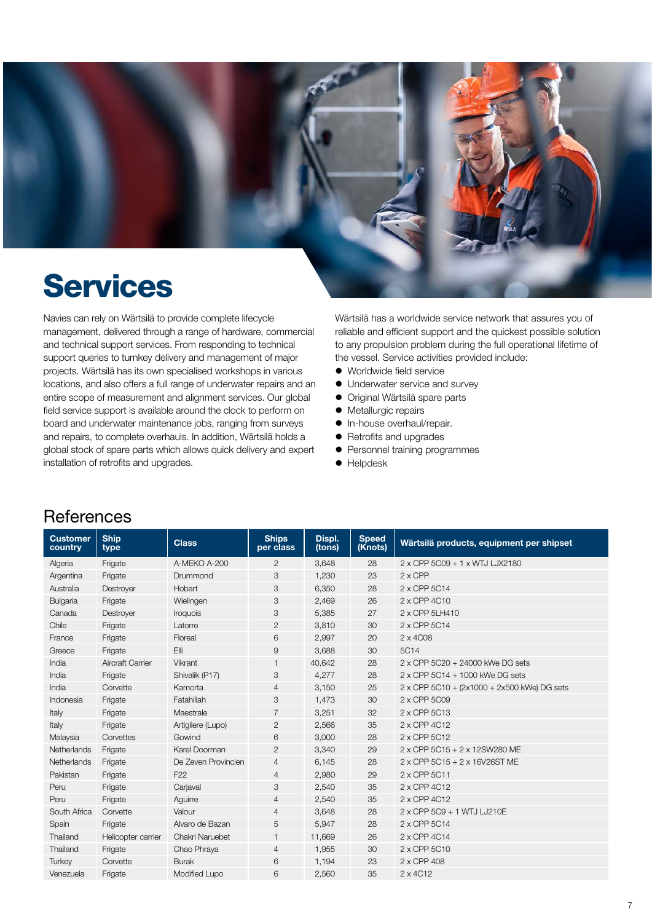# Services

Navies can rely on Wärtsilä to provide complete lifecycle management, delivered through a range of hardware, commercial and technical support services. From responding to technical support queries to turnkey delivery and management of major projects. Wärtsilä has its own specialised workshops in various locations, and also offers a full range of underwater repairs and an entire scope of measurement and alignment services. Our global field service support is available around the clock to perform on board and underwater maintenance jobs, ranging from surveys and repairs, to complete overhauls. In addition, Wärtsilä holds a global stock of spare parts which allows quick delivery and expert installation of retrofits and upgrades.

Wärtsilä has a worldwide service network that assures you of reliable and efficient support and the quickest possible solution to any propulsion problem during the full operational lifetime of the vessel. Service activities provided include:

- Worldwide field service
- Underwater service and survey
- Original Wärtsilä spare parts
- Metallurgic repairs
- In-house overhaul/repair.
- Retrofits and upgrades
- Personnel training programmes
- Helpdesk

## References

| Customer country | Ship type | Class | Ships per class | Displ. (tons) | Speed (Knots) | Wärtsilä products, equipment per shipset |
|---|---|---|---|---|---|---|
| Algeria | Frigate | A-MEKO A-200 | 2 | 3,648 | 28 | 2 x CPP 5C09 + 1 x WTJ LJX2180 |
| Argentina | Frigate | Drummond | 3 | 1,230 | 23 | 2 x CPP |
| Australia | Destroyer | Hobart | 3 | 6,350 | 28 | 2 x CPP 5C14 |
| Bulgaria | Frigate | Wielingen | 3 | 2,469 | 26 | 2 x CPP 4C10 |
| Canada | Destroyer | Iroquois | 3 | 5,385 | 27 | 2 x CPP 5LH410 |
| Chile | Frigate | Latorre | 2 | 3,810 | 30 | 2 x CPP 5C14 |
| France | Frigate | Floreal | 6 | 2,997 | 20 | 2 x 4C08 |
| Greece | Frigate | Elli | 9 | 3,688 | 30 | 5C14 |
| India | Aircraft Carrier | Vikrant | 1 | 40,642 | 28 | 2 x CPP 5C20 + 24000 kWe DG sets |
| India | Frigate | Shivalik (P17) | 3 | 4,277 | 28 | 2 x CPP 5C14 + 1000 kWe DG sets |
| India | Corvette | Kamorta | 4 | 3,150 | 25 | 2 x CPP 5C10 + (2x1000 + 2x500 kWe) DG sets |
| Indonesia | Frigate | Fatahillah | 3 | 1,473 | 30 | 2 x CPP 5C09 |
| Italy | Frigate | Maestrale | 7 | 3,251 | 32 | 2 x CPP 5C13 |
| Italy | Frigate | Artigliere (Lupo) | 2 | 2,566 | 35 | 2 x CPP 4C12 |
| Malaysia | Corvettes | Gowind | 6 | 3,000 | 28 | 2 x CPP 5C12 |
| Netherlands | Frigate | Karel Doorman | 2 | 3,340 | 29 | 2 x CPP 5C15 + 2 x 12SW280 ME |
| Netherlands | Frigate | De Zeven Provincien | 4 | 6,145 | 28 | 2 x CPP 5C15 + 2 x 16V26ST ME |
| Pakistan | Frigate | F22 | 4 | 2,980 | 29 | 2 x CPP 5C11 |
| Peru | Frigate | Carjaval | 3 | 2,540 | 35 | 2 x CPP 4C12 |
| Peru | Frigate | Aguirre | 4 | 2,540 | 35 | 2 x CPP 4C12 |
| South Africa | Corvette | Valour | 4 | 3,648 | 28 | 2 x CPP 5C9 + 1 WTJ LJ210E |
| Spain | Frigate | Alvaro de Bazan | 5 | 5,947 | 28 | 2 x CPP 5C14 |
| Thailand | Helicopter carrier | Chakri Naruebet | 1 | 11,669 | 26 | 2 x CPP 4C14 |
| Thailand | Frigate | Chao Phraya | 4 | 1,955 | 30 | 2 x CPP 5C10 |
| Turkey | Corvette | Burak | 6 | 1,194 | 23 | 2 x CPP 408 |
| Venezuela | Frigate | Modified Lupo | 6 | 2,560 | 35 | 2 x 4C12 |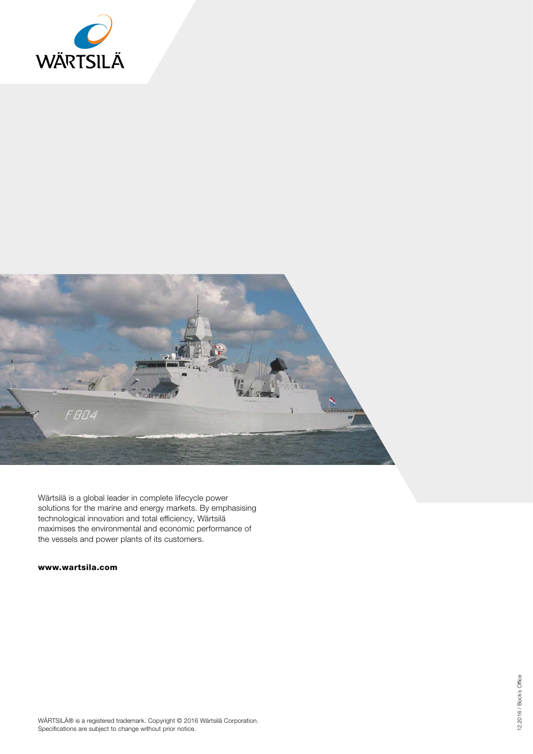Wärtsilä is a global leader in complete lifecycle power solutions for the marine and energy markets. By emphasising technological innovation and total efficiency, Wärtsilä maximises the environmental and economic performance of the vessels and power plants of its customers.

**www.wartsila.com**

WÄRTSILÄ® is a registered trademark. Copyright © 2016 Wärtsilä Corporation.
Specifications are subject to change without prior notice.

12.2016 / Bock's Office